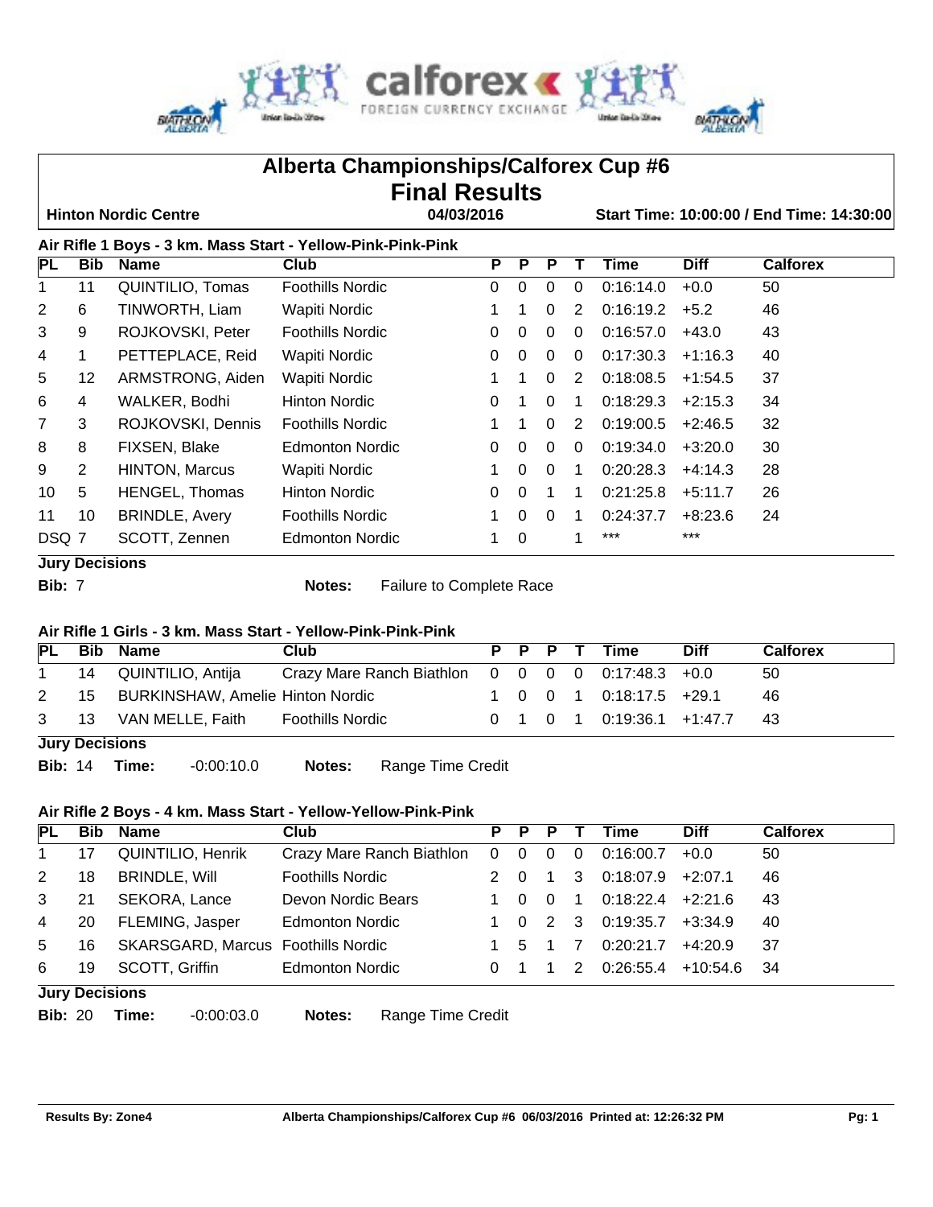# Alberta Championships/Calforex Cup #6

## Final Results

**Hinton Nordic Centre** | **04/03/2016** | **Start Time: 10:00:00 / End Time: 14:30:00**

### Air Rifle 1 Boys - 3 km. Mass Start - Yellow-Pink-Pink-Pink

| PL | Bib | Name | Club | P | P | P | T | Time | Diff | Calforex |
|---|---|---|---|---|---|---|---|---|---|---|
| 1 | 11 | QUINTILIO, Tomas | Foothills Nordic | 0 | 0 | 0 | 0 | 0:16:14.0 | +0.0 | 50 |
| 2 | 6 | TINWORTH, Liam | Wapiti Nordic | 1 | 1 | 0 | 2 | 0:16:19.2 | +5.2 | 46 |
| 3 | 9 | ROJKOVSKI, Peter | Foothills Nordic | 0 | 0 | 0 | 0 | 0:16:57.0 | +43.0 | 43 |
| 4 | 1 | PETTEPLACE, Reid | Wapiti Nordic | 0 | 0 | 0 | 0 | 0:17:30.3 | +1:16.3 | 40 |
| 5 | 12 | ARMSTRONG, Aiden | Wapiti Nordic | 1 | 1 | 0 | 2 | 0:18:08.5 | +1:54.5 | 37 |
| 6 | 4 | WALKER, Bodhi | Hinton Nordic | 0 | 1 | 0 | 1 | 0:18:29.3 | +2:15.3 | 34 |
| 7 | 3 | ROJKOVSKI, Dennis | Foothills Nordic | 1 | 1 | 0 | 2 | 0:19:00.5 | +2:46.5 | 32 |
| 8 | 8 | FIXSEN, Blake | Edmonton Nordic | 0 | 0 | 0 | 0 | 0:19:34.0 | +3:20.0 | 30 |
| 9 | 2 | HINTON, Marcus | Wapiti Nordic | 1 | 0 | 0 | 1 | 0:20:28.3 | +4:14.3 | 28 |
| 10 | 5 | HENGEL, Thomas | Hinton Nordic | 0 | 0 | 1 | 1 | 0:21:25.8 | +5:11.7 | 26 |
| 11 | 10 | BRINDLE, Avery | Foothills Nordic | 1 | 0 | 0 | 1 | 0:24:37.7 | +8:23.6 | 24 |
| DSQ | 7 | SCOTT, Zennen | Edmonton Nordic | 1 | 0 | | 1 | *** | *** | |

**Jury Decisions**

**Bib:** 7 **Notes:** Failure to Complete Race

### Air Rifle 1 Girls - 3 km. Mass Start - Yellow-Pink-Pink-Pink

| PL | Bib | Name | Club | P | P | P | T | Time | Diff | Calforex |
|---|---|---|---|---|---|---|---|---|---|---|
| 1 | 14 | QUINTILIO, Antija | Crazy Mare Ranch Biathlon | 0 | 0 | 0 | 0 | 0:17:48.3 | +0.0 | 50 |
| 2 | 15 | BURKINSHAW, Amelie | Hinton Nordic | 1 | 0 | 0 | 1 | 0:18:17.5 | +29.1 | 46 |
| 3 | 13 | VAN MELLE, Faith | Foothills Nordic | 0 | 1 | 0 | 1 | 0:19:36.1 | +1:47.7 | 43 |

**Jury Decisions**

**Bib:** 14 **Time:** -0:00:10.0 **Notes:** Range Time Credit

### Air Rifle 2 Boys - 4 km. Mass Start - Yellow-Yellow-Pink-Pink

| PL | Bib | Name | Club | P | P | P | T | Time | Diff | Calforex |
|---|---|---|---|---|---|---|---|---|---|---|
| 1 | 17 | QUINTILIO, Henrik | Crazy Mare Ranch Biathlon | 0 | 0 | 0 | 0 | 0:16:00.7 | +0.0 | 50 |
| 2 | 18 | BRINDLE, Will | Foothills Nordic | 2 | 0 | 1 | 3 | 0:18:07.9 | +2:07.1 | 46 |
| 3 | 21 | SEKORA, Lance | Devon Nordic Bears | 1 | 0 | 0 | 1 | 0:18:22.4 | +2:21.6 | 43 |
| 4 | 20 | FLEMING, Jasper | Edmonton Nordic | 1 | 0 | 2 | 3 | 0:19:35.7 | +3:34.9 | 40 |
| 5 | 16 | SKARSGARD, Marcus | Foothills Nordic | 1 | 5 | 1 | 7 | 0:20:21.7 | +4:20.9 | 37 |
| 6 | 19 | SCOTT, Griffin | Edmonton Nordic | 0 | 1 | 1 | 2 | 0:26:55.4 | +10:54.6 | 34 |

**Jury Decisions**

**Bib:** 20 **Time:** -0:00:03.0 **Notes:** Range Time Credit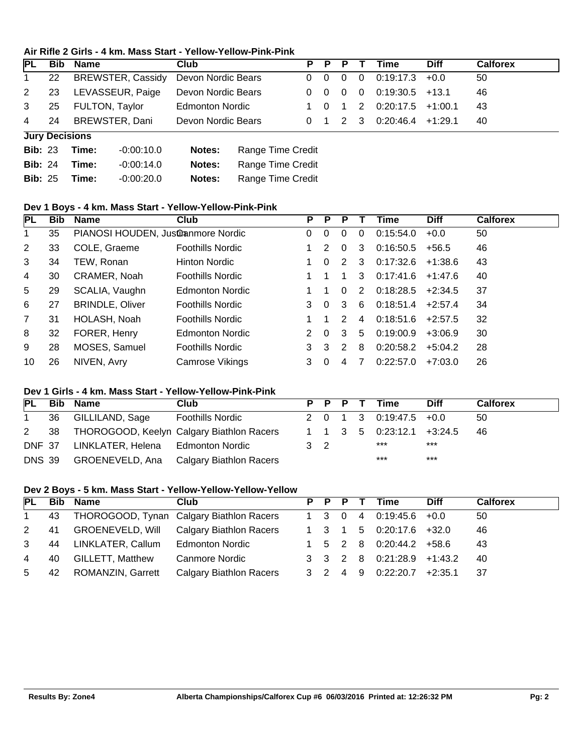### Air Rifle 2 Girls - 4 km. Mass Start - Yellow-Yellow-Pink-Pink

| PL | Bib | Name | Club | P | P | P | T | Time | Diff | Calforex |
|---|---|---|---|---|---|---|---|---|---|---|
| 1 | 22 | BREWSTER, Cassidy | Devon Nordic Bears | 0 | 0 | 0 | 0 | 0:19:17.3 | +0.0 | 50 |
| 2 | 23 | LEVASSEUR, Paige | Devon Nordic Bears | 0 | 0 | 0 | 0 | 0:19:30.5 | +13.1 | 46 |
| 3 | 25 | FULTON, Taylor | Edmonton Nordic | 1 | 0 | 1 | 2 | 0:20:17.5 | +1:00.1 | 43 |
| 4 | 24 | BREWSTER, Dani | Devon Nordic Bears | 0 | 1 | 2 | 3 | 0:20:46.4 | +1:29.1 | 40 |

**Jury Decisions**

| Bib | Time | Notes |
|---|---|---|
| **Bib:** 23 | **Time:** -0:00:10.0 | **Notes:** Range Time Credit |
| **Bib:** 24 | **Time:** -0:00:14.0 | **Notes:** Range Time Credit |
| **Bib:** 25 | **Time:** -0:00:20.0 | **Notes:** Range Time Credit |

### Dev 1 Boys - 4 km. Mass Start - Yellow-Yellow-Pink-Pink

| PL | Bib | Name | Club | P | P | P | T | Time | Diff | Calforex |
|---|---|---|---|---|---|---|---|---|---|---|
| 1 | 35 | PIANOSI HOUDEN, Justin | Canmore Nordic | 0 | 0 | 0 | 0 | 0:15:54.0 | +0.0 | 50 |
| 2 | 33 | COLE, Graeme | Foothills Nordic | 1 | 2 | 0 | 3 | 0:16:50.5 | +56.5 | 46 |
| 3 | 34 | TEW, Ronan | Hinton Nordic | 1 | 0 | 2 | 3 | 0:17:32.6 | +1:38.6 | 43 |
| 4 | 30 | CRAMER, Noah | Foothills Nordic | 1 | 1 | 1 | 3 | 0:17:41.6 | +1:47.6 | 40 |
| 5 | 29 | SCALIA, Vaughn | Edmonton Nordic | 1 | 1 | 0 | 2 | 0:18:28.5 | +2:34.5 | 37 |
| 6 | 27 | BRINDLE, Oliver | Foothills Nordic | 3 | 0 | 3 | 6 | 0:18:51.4 | +2:57.4 | 34 |
| 7 | 31 | HOLASH, Noah | Foothills Nordic | 1 | 1 | 2 | 4 | 0:18:51.6 | +2:57.5 | 32 |
| 8 | 32 | FORER, Henry | Edmonton Nordic | 2 | 0 | 3 | 5 | 0:19:00.9 | +3:06.9 | 30 |
| 9 | 28 | MOSES, Samuel | Foothills Nordic | 3 | 3 | 2 | 8 | 0:20:58.2 | +5:04.2 | 28 |
| 10 | 26 | NIVEN, Avry | Camrose Vikings | 3 | 0 | 4 | 7 | 0:22:57.0 | +7:03.0 | 26 |

### Dev 1 Girls - 4 km. Mass Start - Yellow-Yellow-Pink-Pink

| PL | Bib | Name | Club | P | P | P | T | Time | Diff | Calforex |
|---|---|---|---|---|---|---|---|---|---|---|
| 1 | 36 | GILLILAND, Sage | Foothills Nordic | 2 | 0 | 1 | 3 | 0:19:47.5 | +0.0 | 50 |
| 2 | 38 | THOROGOOD, Keelyn | Calgary Biathlon Racers | 1 | 1 | 3 | 5 | 0:23:12.1 | +3:24.5 | 46 |
| DNF | 37 | LINKLATER, Helena | Edmonton Nordic | 3 | 2 | | | *** | *** | |
| DNS | 39 | GROENEVELD, Ana | Calgary Biathlon Racers | | | | | *** | *** | |

### Dev 2 Boys - 5 km. Mass Start - Yellow-Yellow-Yellow-Yellow

| PL | Bib | Name | Club | P | P | P | T | Time | Diff | Calforex |
|---|---|---|---|---|---|---|---|---|---|---|
| 1 | 43 | THOROGOOD, Tynan | Calgary Biathlon Racers | 1 | 3 | 0 | 4 | 0:19:45.6 | +0.0 | 50 |
| 2 | 41 | GROENEVELD, Will | Calgary Biathlon Racers | 1 | 3 | 1 | 5 | 0:20:17.6 | +32.0 | 46 |
| 3 | 44 | LINKLATER, Callum | Edmonton Nordic | 1 | 5 | 2 | 8 | 0:20:44.2 | +58.6 | 43 |
| 4 | 40 | GILLETT, Matthew | Canmore Nordic | 3 | 3 | 2 | 8 | 0:21:28.9 | +1:43.2 | 40 |
| 5 | 42 | ROMANZIN, Garrett | Calgary Biathlon Racers | 3 | 2 | 4 | 9 | 0:22:20.7 | +2:35.1 | 37 |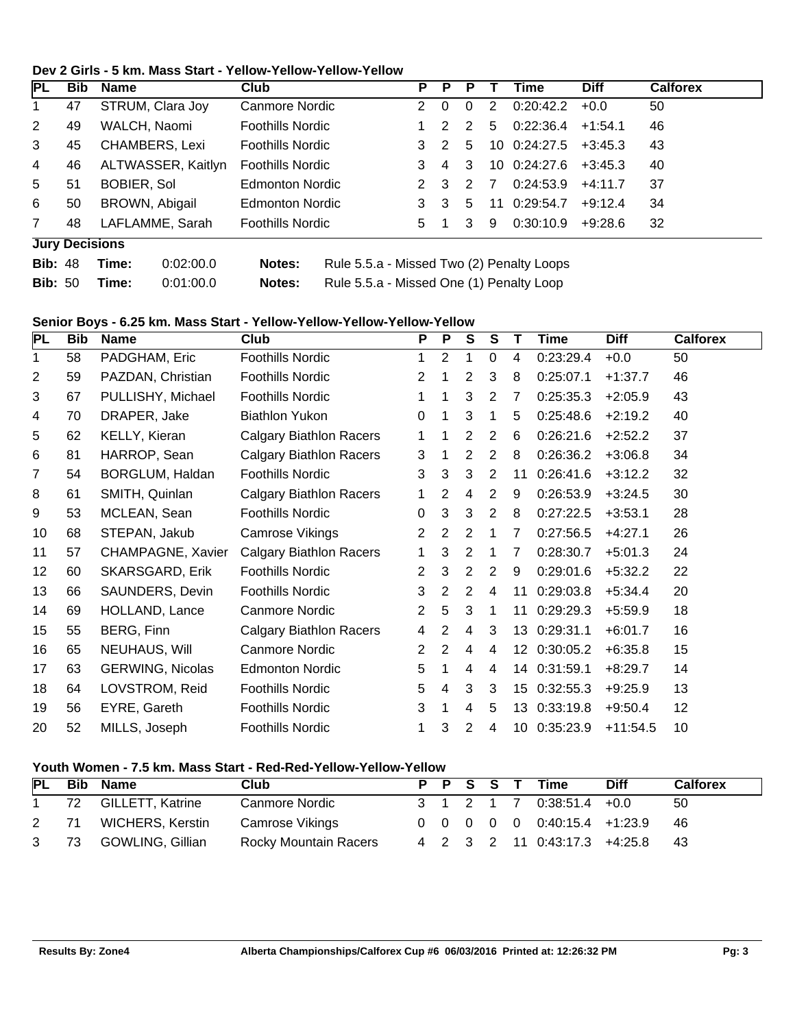### Dev 2 Girls - 5 km. Mass Start - Yellow-Yellow-Yellow-Yellow

| PL | Bib | Name | Club | P | P | P | T | Time | Diff | Calforex |
|---|---|---|---|---|---|---|---|---|---|---|
| 1 | 47 | STRUM, Clara Joy | Canmore Nordic | 2 | 0 | 0 | 2 | 0:20:42.2 | +0.0 | 50 |
| 2 | 49 | WALCH, Naomi | Foothills Nordic | 1 | 2 | 2 | 5 | 0:22:36.4 | +1:54.1 | 46 |
| 3 | 45 | CHAMBERS, Lexi | Foothills Nordic | 3 | 2 | 5 | 10 | 0:24:27.5 | +3:45.3 | 43 |
| 4 | 46 | ALTWASSER, Kaitlyn | Foothills Nordic | 3 | 4 | 3 | 10 | 0:24:27.6 | +3:45.3 | 40 |
| 5 | 51 | BOBIER, Sol | Edmonton Nordic | 2 | 3 | 2 | 7 | 0:24:53.9 | +4:11.7 | 37 |
| 6 | 50 | BROWN, Abigail | Edmonton Nordic | 3 | 3 | 5 | 11 | 0:29:54.7 | +9:12.4 | 34 |
| 7 | 48 | LAFLAMME, Sarah | Foothills Nordic | 5 | 1 | 3 | 9 | 0:30:10.9 | +9:28.6 | 32 |

**Jury Decisions**

**Bib:** 48 **Time:** 0:02:00.0 **Notes:** Rule 5.5.a - Missed Two (2) Penalty Loops

**Bib:** 50 **Time:** 0:01:00.0 **Notes:** Rule 5.5.a - Missed One (1) Penalty Loop

### Senior Boys - 6.25 km. Mass Start - Yellow-Yellow-Yellow-Yellow-Yellow

| PL | Bib | Name | Club | P | P | S | S | T | Time | Diff | Calforex |
|---|---|---|---|---|---|---|---|---|---|---|---|
| 1 | 58 | PADGHAM, Eric | Foothills Nordic | 1 | 2 | 1 | 0 | 4 | 0:23:29.4 | +0.0 | 50 |
| 2 | 59 | PAZDAN, Christian | Foothills Nordic | 2 | 1 | 2 | 3 | 8 | 0:25:07.1 | +1:37.7 | 46 |
| 3 | 67 | PULLISHY, Michael | Foothills Nordic | 1 | 1 | 3 | 2 | 7 | 0:25:35.3 | +2:05.9 | 43 |
| 4 | 70 | DRAPER, Jake | Biathlon Yukon | 0 | 1 | 3 | 1 | 5 | 0:25:48.6 | +2:19.2 | 40 |
| 5 | 62 | KELLY, Kieran | Calgary Biathlon Racers | 1 | 1 | 2 | 2 | 6 | 0:26:21.6 | +2:52.2 | 37 |
| 6 | 81 | HARROP, Sean | Calgary Biathlon Racers | 3 | 1 | 2 | 2 | 8 | 0:26:36.2 | +3:06.8 | 34 |
| 7 | 54 | BORGLUM, Haldan | Foothills Nordic | 3 | 3 | 3 | 2 | 11 | 0:26:41.6 | +3:12.2 | 32 |
| 8 | 61 | SMITH, Quinlan | Calgary Biathlon Racers | 1 | 2 | 4 | 2 | 9 | 0:26:53.9 | +3:24.5 | 30 |
| 9 | 53 | MCLEAN, Sean | Foothills Nordic | 0 | 3 | 3 | 2 | 8 | 0:27:22.5 | +3:53.1 | 28 |
| 10 | 68 | STEPAN, Jakub | Camrose Vikings | 2 | 2 | 2 | 1 | 7 | 0:27:56.5 | +4:27.1 | 26 |
| 11 | 57 | CHAMPAGNE, Xavier | Calgary Biathlon Racers | 1 | 3 | 2 | 1 | 7 | 0:28:30.7 | +5:01.3 | 24 |
| 12 | 60 | SKARSGARD, Erik | Foothills Nordic | 2 | 3 | 2 | 2 | 9 | 0:29:01.6 | +5:32.2 | 22 |
| 13 | 66 | SAUNDERS, Devin | Foothills Nordic | 3 | 2 | 2 | 4 | 11 | 0:29:03.8 | +5:34.4 | 20 |
| 14 | 69 | HOLLAND, Lance | Canmore Nordic | 2 | 5 | 3 | 1 | 11 | 0:29:29.3 | +5:59.9 | 18 |
| 15 | 55 | BERG, Finn | Calgary Biathlon Racers | 4 | 2 | 4 | 3 | 13 | 0:29:31.1 | +6:01.7 | 16 |
| 16 | 65 | NEUHAUS, Will | Canmore Nordic | 2 | 2 | 4 | 4 | 12 | 0:30:05.2 | +6:35.8 | 15 |
| 17 | 63 | GERWING, Nicolas | Edmonton Nordic | 5 | 1 | 4 | 4 | 14 | 0:31:59.1 | +8:29.7 | 14 |
| 18 | 64 | LOVSTROM, Reid | Foothills Nordic | 5 | 4 | 3 | 3 | 15 | 0:32:55.3 | +9:25.9 | 13 |
| 19 | 56 | EYRE, Gareth | Foothills Nordic | 3 | 1 | 4 | 5 | 13 | 0:33:19.8 | +9:50.4 | 12 |
| 20 | 52 | MILLS, Joseph | Foothills Nordic | 1 | 3 | 2 | 4 | 10 | 0:35:23.9 | +11:54.5 | 10 |

### Youth Women - 7.5 km. Mass Start - Red-Red-Yellow-Yellow-Yellow

| PL | Bib | Name | Club | P | P | S | S | T | Time | Diff | Calforex |
|---|---|---|---|---|---|---|---|---|---|---|---|
| 1 | 72 | GILLETT, Katrine | Canmore Nordic | 3 | 1 | 2 | 1 | 7 | 0:38:51.4 | +0.0 | 50 |
| 2 | 71 | WICHERS, Kerstin | Camrose Vikings | 0 | 0 | 0 | 0 | 0 | 0:40:15.4 | +1:23.9 | 46 |
| 3 | 73 | GOWLING, Gillian | Rocky Mountain Racers | 4 | 2 | 3 | 2 | 11 | 0:43:17.3 | +4:25.8 | 43 |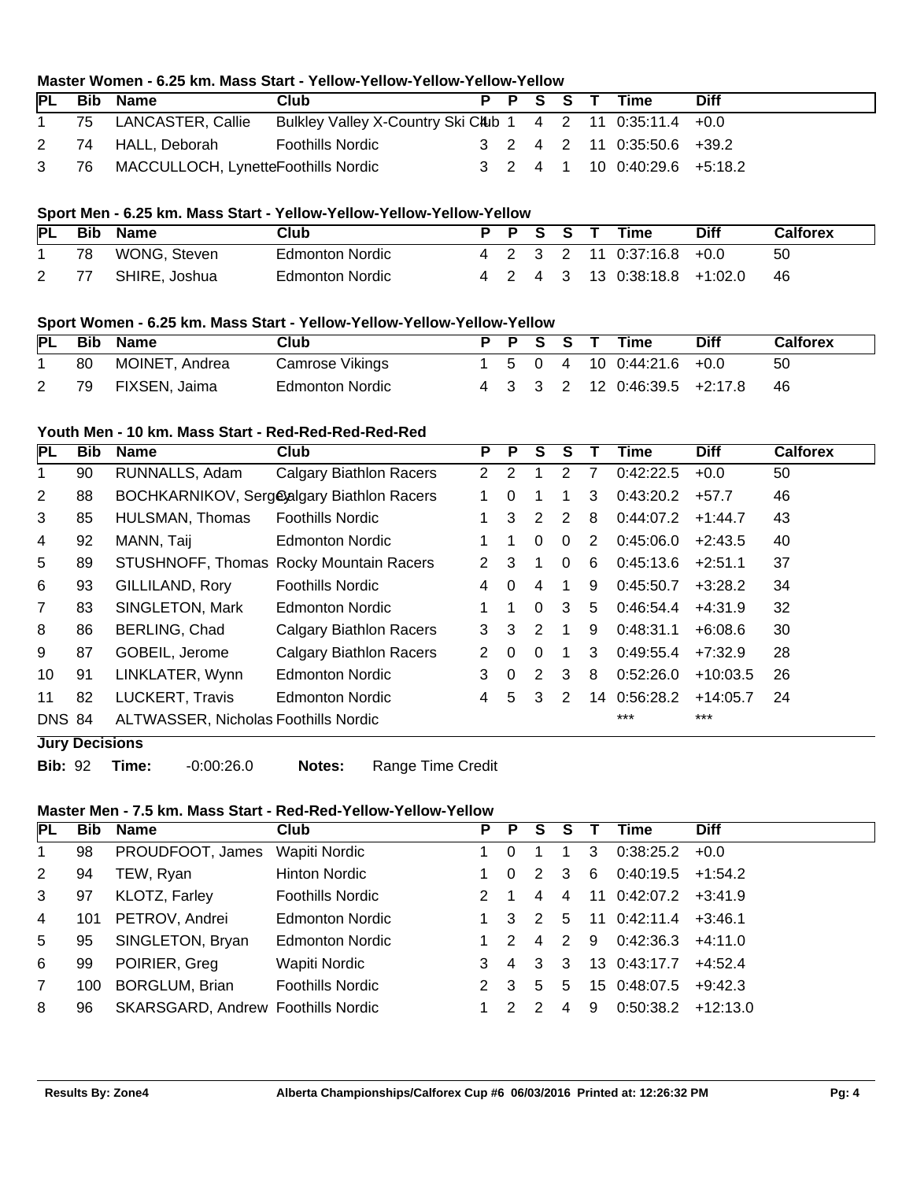### Master Women - 6.25 km. Mass Start - Yellow-Yellow-Yellow-Yellow-Yellow

| PL | Bib | Name | Club | P | P | S | S | T | Time | Diff |
|---|---|---|---|---|---|---|---|---|---|---|
| 1 | 75 | LANCASTER, Callie | Bulkley Valley X-Country Ski Club | 4 | 1 | 4 | 2 | 11 | 0:35:11.4 | +0.0 |
| 2 | 74 | HALL, Deborah | Foothills Nordic | 3 | 2 | 4 | 2 | 11 | 0:35:50.6 | +39.2 |
| 3 | 76 | MACCULLOCH, Lynette | Foothills Nordic | 3 | 2 | 4 | 1 | 10 | 0:40:29.6 | +5:18.2 |

### Sport Men - 6.25 km. Mass Start - Yellow-Yellow-Yellow-Yellow-Yellow

| PL | Bib | Name | Club | P | P | S | S | T | Time | Diff | Calforex |
|---|---|---|---|---|---|---|---|---|---|---|---|
| 1 | 78 | WONG, Steven | Edmonton Nordic | 4 | 2 | 3 | 2 | 11 | 0:37:16.8 | +0.0 | 50 |
| 2 | 77 | SHIRE, Joshua | Edmonton Nordic | 4 | 2 | 4 | 3 | 13 | 0:38:18.8 | +1:02.0 | 46 |

### Sport Women - 6.25 km. Mass Start - Yellow-Yellow-Yellow-Yellow-Yellow

| PL | Bib | Name | Club | P | P | S | S | T | Time | Diff | Calforex |
|---|---|---|---|---|---|---|---|---|---|---|---|
| 1 | 80 | MOINET, Andrea | Camrose Vikings | 1 | 5 | 0 | 4 | 10 | 0:44:21.6 | +0.0 | 50 |
| 2 | 79 | FIXSEN, Jaima | Edmonton Nordic | 4 | 3 | 3 | 2 | 12 | 0:46:39.5 | +2:17.8 | 46 |

### Youth Men - 10 km. Mass Start - Red-Red-Red-Red-Red

| PL | Bib | Name | Club | P | P | S | S | T | Time | Diff | Calforex |
|---|---|---|---|---|---|---|---|---|---|---|---|
| 1 | 90 | RUNNALLS, Adam | Calgary Biathlon Racers | 2 | 2 | 1 | 2 | 7 | 0:42:22.5 | +0.0 | 50 |
| 2 | 88 | BOCHKARNIKOV, Sergey | Calgary Biathlon Racers | 1 | 0 | 1 | 1 | 3 | 0:43:20.2 | +57.7 | 46 |
| 3 | 85 | HULSMAN, Thomas | Foothills Nordic | 1 | 3 | 2 | 2 | 8 | 0:44:07.2 | +1:44.7 | 43 |
| 4 | 92 | MANN, Taij | Edmonton Nordic | 1 | 1 | 0 | 0 | 2 | 0:45:06.0 | +2:43.5 | 40 |
| 5 | 89 | STUSHNOFF, Thomas | Rocky Mountain Racers | 2 | 3 | 1 | 0 | 6 | 0:45:13.6 | +2:51.1 | 37 |
| 6 | 93 | GILLILAND, Rory | Foothills Nordic | 4 | 0 | 4 | 1 | 9 | 0:45:50.7 | +3:28.2 | 34 |
| 7 | 83 | SINGLETON, Mark | Edmonton Nordic | 1 | 1 | 0 | 3 | 5 | 0:46:54.4 | +4:31.9 | 32 |
| 8 | 86 | BERLING, Chad | Calgary Biathlon Racers | 3 | 3 | 2 | 1 | 9 | 0:48:31.1 | +6:08.6 | 30 |
| 9 | 87 | GOBEIL, Jerome | Calgary Biathlon Racers | 2 | 0 | 0 | 1 | 3 | 0:49:55.4 | +7:32.9 | 28 |
| 10 | 91 | LINKLATER, Wynn | Edmonton Nordic | 3 | 0 | 2 | 3 | 8 | 0:52:26.0 | +10:03.5 | 26 |
| 11 | 82 | LUCKERT, Travis | Edmonton Nordic | 4 | 5 | 3 | 2 | 14 | 0:56:28.2 | +14:05.7 | 24 |
| DNS | 84 | ALTWASSER, Nicholas | Foothills Nordic | | | | | | *** | *** | |

**Jury Decisions**

**Bib:** 92 **Time:** -0:00:26.0 **Notes:** Range Time Credit

### Master Men - 7.5 km. Mass Start - Red-Red-Yellow-Yellow-Yellow

| PL | Bib | Name | Club | P | P | S | S | T | Time | Diff |
|---|---|---|---|---|---|---|---|---|---|---|
| 1 | 98 | PROUDFOOT, James | Wapiti Nordic | 1 | 0 | 1 | 1 | 3 | 0:38:25.2 | +0.0 |
| 2 | 94 | TEW, Ryan | Hinton Nordic | 1 | 0 | 2 | 3 | 6 | 0:40:19.5 | +1:54.2 |
| 3 | 97 | KLOTZ, Farley | Foothills Nordic | 2 | 1 | 4 | 4 | 11 | 0:42:07.2 | +3:41.9 |
| 4 | 101 | PETROV, Andrei | Edmonton Nordic | 1 | 3 | 2 | 5 | 11 | 0:42:11.4 | +3:46.1 |
| 5 | 95 | SINGLETON, Bryan | Edmonton Nordic | 1 | 2 | 4 | 2 | 9 | 0:42:36.3 | +4:11.0 |
| 6 | 99 | POIRIER, Greg | Wapiti Nordic | 3 | 4 | 3 | 3 | 13 | 0:43:17.7 | +4:52.4 |
| 7 | 100 | BORGLUM, Brian | Foothills Nordic | 2 | 3 | 5 | 5 | 15 | 0:48:07.5 | +9:42.3 |
| 8 | 96 | SKARSGARD, Andrew | Foothills Nordic | 1 | 2 | 2 | 4 | 9 | 0:50:38.2 | +12:13.0 |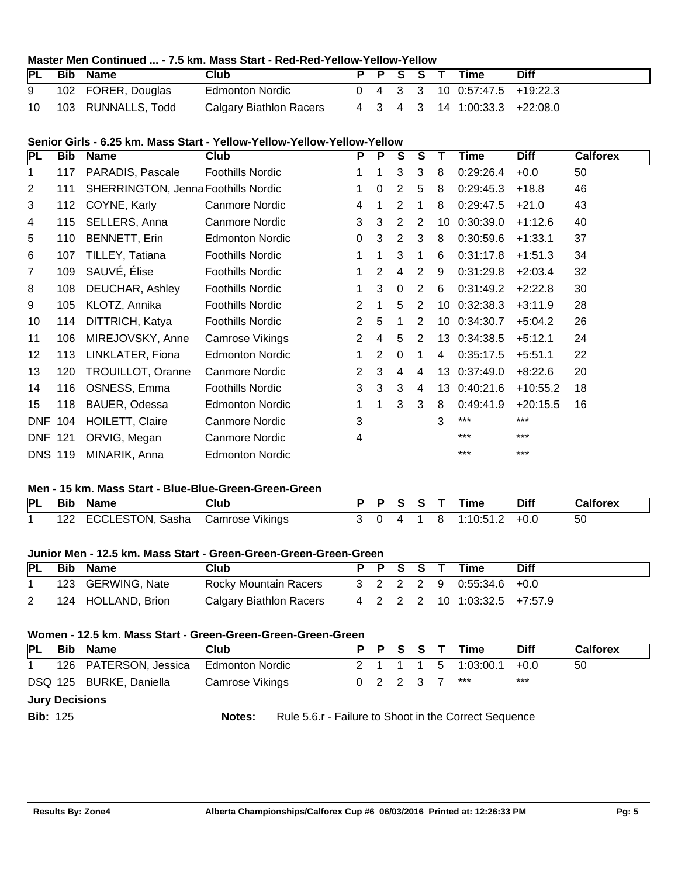### Master Men Continued ... - 7.5 km. Mass Start - Red-Red-Yellow-Yellow-Yellow

| PL | Bib | Name | Club | P | P | S | S | T | Time | Diff |
|---|---|---|---|---|---|---|---|---|---|---|
| 9 | 102 | FORER, Douglas | Edmonton Nordic | 0 | 4 | 3 | 3 | 10 | 0:57:47.5 | +19:22.3 |
| 10 | 103 | RUNNALLS, Todd | Calgary Biathlon Racers | 4 | 3 | 4 | 3 | 14 | 1:00:33.3 | +22:08.0 |

### Senior Girls - 6.25 km. Mass Start - Yellow-Yellow-Yellow-Yellow-Yellow

| PL | Bib | Name | Club | P | P | S | S | T | Time | Diff | Calforex |
|---|---|---|---|---|---|---|---|---|---|---|---|
| 1 | 117 | PARADIS, Pascale | Foothills Nordic | 1 | 1 | 3 | 3 | 8 | 0:29:26.4 | +0.0 | 50 |
| 2 | 111 | SHERRINGTON, Jenna | Foothills Nordic | 1 | 0 | 2 | 5 | 8 | 0:29:45.3 | +18.8 | 46 |
| 3 | 112 | COYNE, Karly | Canmore Nordic | 4 | 1 | 2 | 1 | 8 | 0:29:47.5 | +21.0 | 43 |
| 4 | 115 | SELLERS, Anna | Canmore Nordic | 3 | 3 | 2 | 2 | 10 | 0:30:39.0 | +1:12.6 | 40 |
| 5 | 110 | BENNETT, Erin | Edmonton Nordic | 0 | 3 | 2 | 3 | 8 | 0:30:59.6 | +1:33.1 | 37 |
| 6 | 107 | TILLEY, Tatiana | Foothills Nordic | 1 | 1 | 3 | 1 | 6 | 0:31:17.8 | +1:51.3 | 34 |
| 7 | 109 | SAUVÉ, Élise | Foothills Nordic | 1 | 2 | 4 | 2 | 9 | 0:31:29.8 | +2:03.4 | 32 |
| 8 | 108 | DEUCHAR, Ashley | Foothills Nordic | 1 | 3 | 0 | 2 | 6 | 0:31:49.2 | +2:22.8 | 30 |
| 9 | 105 | KLOTZ, Annika | Foothills Nordic | 2 | 1 | 5 | 2 | 10 | 0:32:38.3 | +3:11.9 | 28 |
| 10 | 114 | DITTRICH, Katya | Foothills Nordic | 2 | 5 | 1 | 2 | 10 | 0:34:30.7 | +5:04.2 | 26 |
| 11 | 106 | MIREJOVSKY, Anne | Camrose Vikings | 2 | 4 | 5 | 2 | 13 | 0:34:38.5 | +5:12.1 | 24 |
| 12 | 113 | LINKLATER, Fiona | Edmonton Nordic | 1 | 2 | 0 | 1 | 4 | 0:35:17.5 | +5:51.1 | 22 |
| 13 | 120 | TROUILLOT, Oranne | Canmore Nordic | 2 | 3 | 4 | 4 | 13 | 0:37:49.0 | +8:22.6 | 20 |
| 14 | 116 | OSNESS, Emma | Foothills Nordic | 3 | 3 | 3 | 4 | 13 | 0:40:21.6 | +10:55.2 | 18 |
| 15 | 118 | BAUER, Odessa | Edmonton Nordic | 1 | 1 | 3 | 3 | 8 | 0:49:41.9 | +20:15.5 | 16 |
| DNF | 104 | HOILETT, Claire | Canmore Nordic | 3 | | | | 3 | *** | *** | |
| DNF | 121 | ORVIG, Megan | Canmore Nordic | 4 | | | | | *** | *** | |
| DNS | 119 | MINARIK, Anna | Edmonton Nordic | | | | | | *** | *** | |

### Men - 15 km. Mass Start - Blue-Blue-Green-Green-Green

| PL | Bib | Name | Club | P | P | S | S | T | Time | Diff | Calforex |
|---|---|---|---|---|---|---|---|---|---|---|---|
| 1 | 122 | ECCLESTON, Sasha | Camrose Vikings | 3 | 0 | 4 | 1 | 8 | 1:10:51.2 | +0.0 | 50 |

### Junior Men - 12.5 km. Mass Start - Green-Green-Green-Green-Green

| PL | Bib | Name | Club | P | P | S | S | T | Time | Diff |
|---|---|---|---|---|---|---|---|---|---|---|
| 1 | 123 | GERWING, Nate | Rocky Mountain Racers | 3 | 2 | 2 | 2 | 9 | 0:55:34.6 | +0.0 |
| 2 | 124 | HOLLAND, Brion | Calgary Biathlon Racers | 4 | 2 | 2 | 2 | 10 | 1:03:32.5 | +7:57.9 |

### Women - 12.5 km. Mass Start - Green-Green-Green-Green-Green

| PL | Bib | Name | Club | P | P | S | S | T | Time | Diff | Calforex |
|---|---|---|---|---|---|---|---|---|---|---|---|
| 1 | 126 | PATERSON, Jessica | Edmonton Nordic | 2 | 1 | 1 | 1 | 5 | 1:03:00.1 | +0.0 | 50 |
| DSQ | 125 | BURKE, Daniella | Camrose Vikings | 0 | 2 | 2 | 3 | 7 | *** | *** | |

**Jury Decisions**

**Bib:** 125 **Notes:** Rule 5.6.r - Failure to Shoot in the Correct Sequence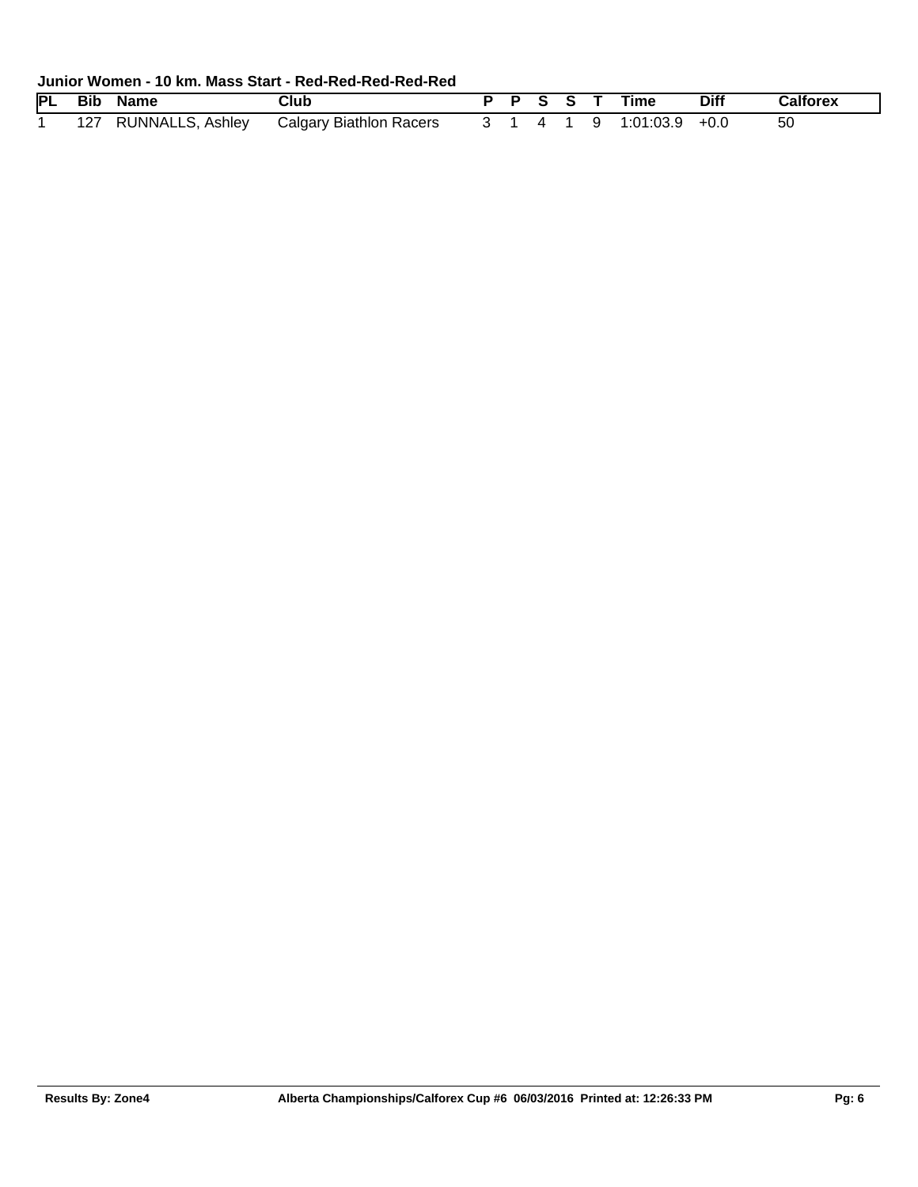**Junior Women - 10 km. Mass Start - Red-Red-Red-Red-Red**

| PL | Bib | Name | Club | P | P | S | S | T | Time | Diff | Calforex |
|---|---|---|---|---|---|---|---|---|---|---|---|
| 1 | 127 | RUNNALLS, Ashley | Calgary Biathlon Racers | 3 | 1 | 4 | 1 | 9 | 1:01:03.9 | +0.0 | 50 |